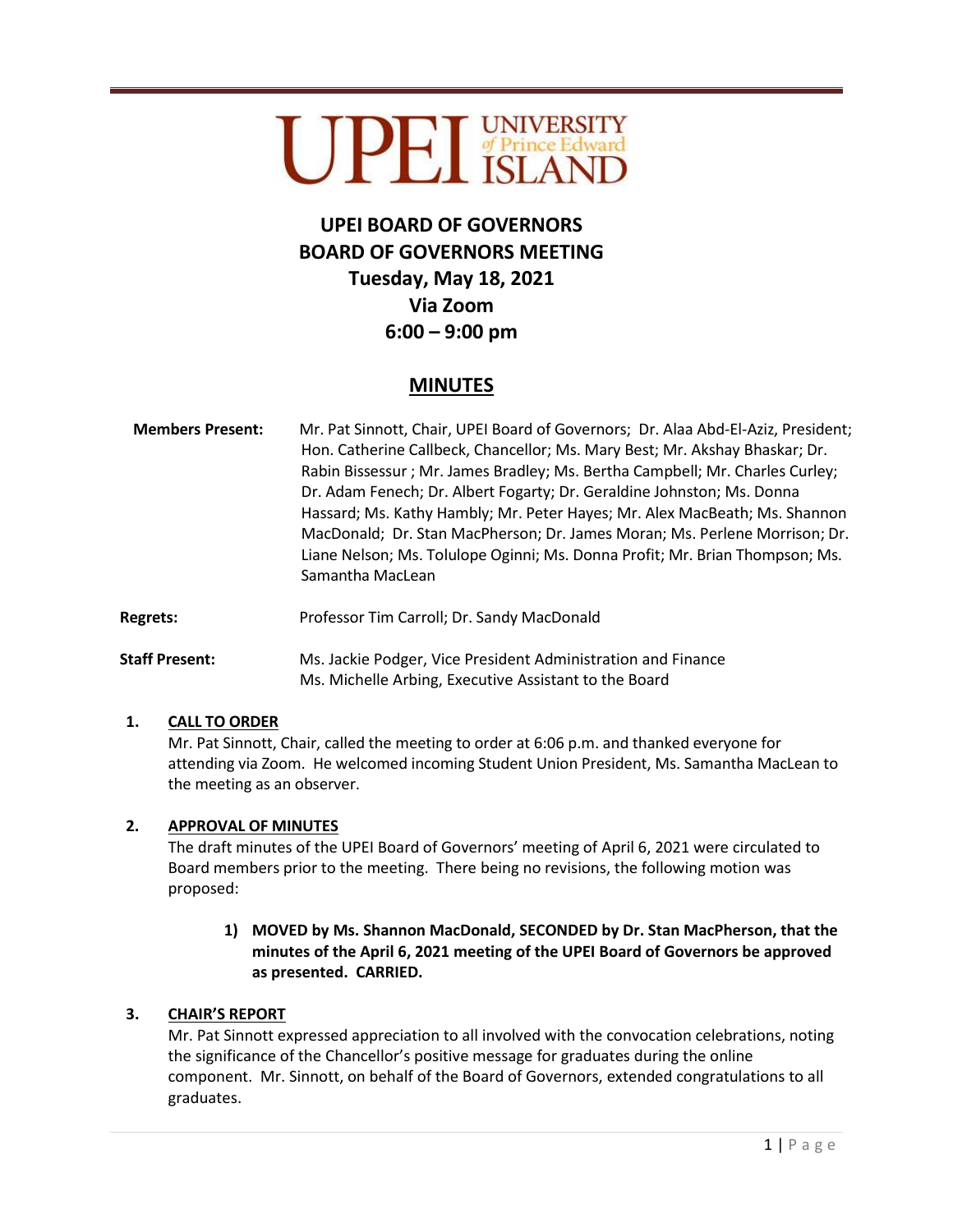UPEI UNIVERSITY of Prince Edward ISLAND

# UPEI BOARD OF GOVERNORS
# BOARD OF GOVERNORS MEETING
## Tuesday, May 18, 2021
## Via Zoom
## 6:00 – 9:00 pm

## MINUTES

**Members Present:** Mr. Pat Sinnott, Chair, UPEI Board of Governors; Dr. Alaa Abd-El-Aziz, President; Hon. Catherine Callbeck, Chancellor; Ms. Mary Best; Mr. Akshay Bhaskar; Dr. Rabin Bissessur ; Mr. James Bradley; Ms. Bertha Campbell; Mr. Charles Curley; Dr. Adam Fenech; Dr. Albert Fogarty; Dr. Geraldine Johnston; Ms. Donna Hassard; Ms. Kathy Hambly; Mr. Peter Hayes; Mr. Alex MacBeath; Ms. Shannon MacDonald; Dr. Stan MacPherson; Dr. James Moran; Ms. Perlene Morrison; Dr. Liane Nelson; Ms. Tolulope Oginni; Ms. Donna Profit; Mr. Brian Thompson; Ms. Samantha MacLean

**Regrets:** Professor Tim Carroll; Dr. Sandy MacDonald

**Staff Present:** Ms. Jackie Podger, Vice President Administration and Finance
Ms. Michelle Arbing, Executive Assistant to the Board

**1. CALL TO ORDER**

Mr. Pat Sinnott, Chair, called the meeting to order at 6:06 p.m. and thanked everyone for attending via Zoom. He welcomed incoming Student Union President, Ms. Samantha MacLean to the meeting as an observer.

**2. APPROVAL OF MINUTES**

The draft minutes of the UPEI Board of Governors' meeting of April 6, 2021 were circulated to Board members prior to the meeting. There being no revisions, the following motion was proposed:

> **1) MOVED by Ms. Shannon MacDonald, SECONDED by Dr. Stan MacPherson, that the minutes of the April 6, 2021 meeting of the UPEI Board of Governors be approved as presented. CARRIED.**

**3. CHAIR'S REPORT**

Mr. Pat Sinnott expressed appreciation to all involved with the convocation celebrations, noting the significance of the Chancellor's positive message for graduates during the online component. Mr. Sinnott, on behalf of the Board of Governors, extended congratulations to all graduates.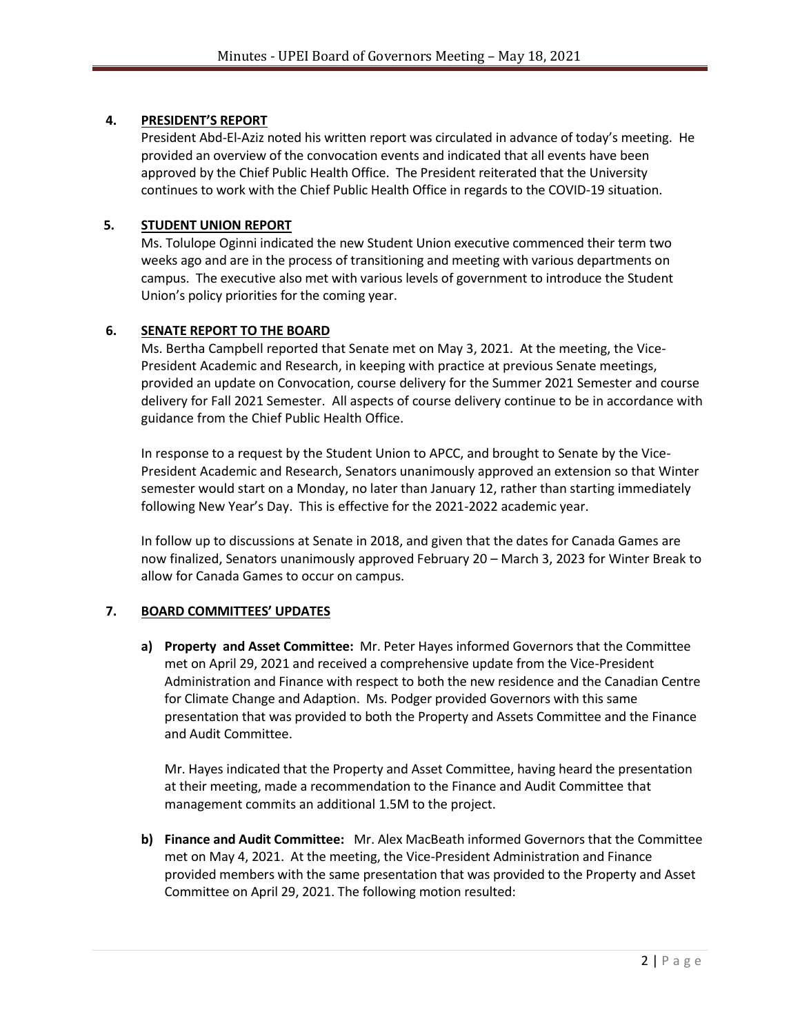## 4. PRESIDENT'S REPORT

President Abd-El-Aziz noted his written report was circulated in advance of today's meeting. He provided an overview of the convocation events and indicated that all events have been approved by the Chief Public Health Office. The President reiterated that the University continues to work with the Chief Public Health Office in regards to the COVID-19 situation.

## 5. STUDENT UNION REPORT

Ms. Tolulope Oginni indicated the new Student Union executive commenced their term two weeks ago and are in the process of transitioning and meeting with various departments on campus. The executive also met with various levels of government to introduce the Student Union's policy priorities for the coming year.

## 6. SENATE REPORT TO THE BOARD

Ms. Bertha Campbell reported that Senate met on May 3, 2021. At the meeting, the Vice-President Academic and Research, in keeping with practice at previous Senate meetings, provided an update on Convocation, course delivery for the Summer 2021 Semester and course delivery for Fall 2021 Semester. All aspects of course delivery continue to be in accordance with guidance from the Chief Public Health Office.

In response to a request by the Student Union to APCC, and brought to Senate by the Vice-President Academic and Research, Senators unanimously approved an extension so that Winter semester would start on a Monday, no later than January 12, rather than starting immediately following New Year's Day. This is effective for the 2021-2022 academic year.

In follow up to discussions at Senate in 2018, and given that the dates for Canada Games are now finalized, Senators unanimously approved February 20 – March 3, 2023 for Winter Break to allow for Canada Games to occur on campus.

## 7. BOARD COMMITTEES' UPDATES

**a) Property and Asset Committee:** Mr. Peter Hayes informed Governors that the Committee met on April 29, 2021 and received a comprehensive update from the Vice-President Administration and Finance with respect to both the new residence and the Canadian Centre for Climate Change and Adaption. Ms. Podger provided Governors with this same presentation that was provided to both the Property and Assets Committee and the Finance and Audit Committee.

Mr. Hayes indicated that the Property and Asset Committee, having heard the presentation at their meeting, made a recommendation to the Finance and Audit Committee that management commits an additional 1.5M to the project.

**b) Finance and Audit Committee:** Mr. Alex MacBeath informed Governors that the Committee met on May 4, 2021. At the meeting, the Vice-President Administration and Finance provided members with the same presentation that was provided to the Property and Asset Committee on April 29, 2021. The following motion resulted: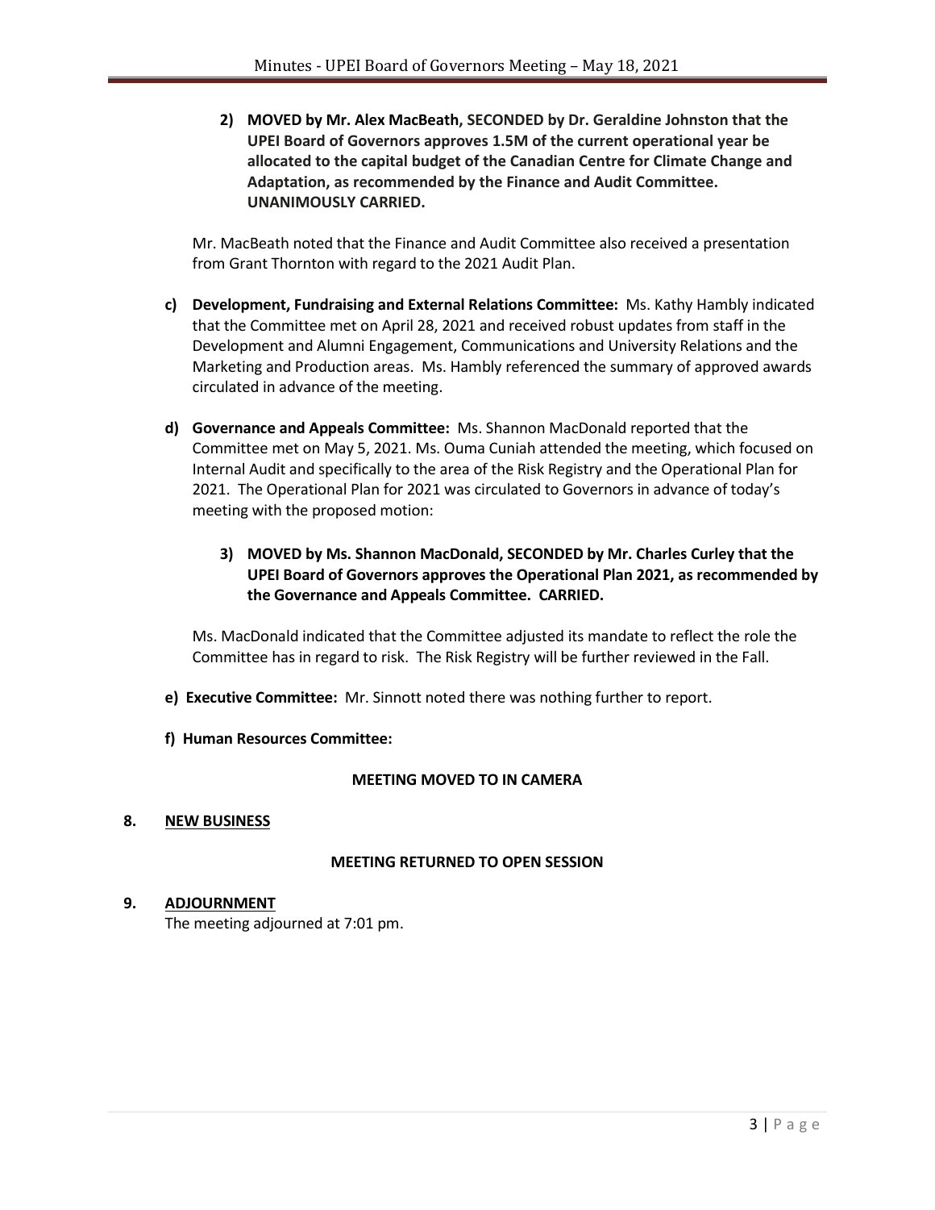**2) MOVED by Mr. Alex MacBeath, SECONDED by Dr. Geraldine Johnston that the UPEI Board of Governors approves 1.5M of the current operational year be allocated to the capital budget of the Canadian Centre for Climate Change and Adaptation, as recommended by the Finance and Audit Committee. UNANIMOUSLY CARRIED.**

Mr. MacBeath noted that the Finance and Audit Committee also received a presentation from Grant Thornton with regard to the 2021 Audit Plan.

**c) Development, Fundraising and External Relations Committee:** Ms. Kathy Hambly indicated that the Committee met on April 28, 2021 and received robust updates from staff in the Development and Alumni Engagement, Communications and University Relations and the Marketing and Production areas. Ms. Hambly referenced the summary of approved awards circulated in advance of the meeting.

**d) Governance and Appeals Committee:** Ms. Shannon MacDonald reported that the Committee met on May 5, 2021. Ms. Ouma Cuniah attended the meeting, which focused on Internal Audit and specifically to the area of the Risk Registry and the Operational Plan for 2021. The Operational Plan for 2021 was circulated to Governors in advance of today's meeting with the proposed motion:

**3) MOVED by Ms. Shannon MacDonald, SECONDED by Mr. Charles Curley that the UPEI Board of Governors approves the Operational Plan 2021, as recommended by the Governance and Appeals Committee. CARRIED.**

Ms. MacDonald indicated that the Committee adjusted its mandate to reflect the role the Committee has in regard to risk. The Risk Registry will be further reviewed in the Fall.

**e) Executive Committee:** Mr. Sinnott noted there was nothing further to report.

**f) Human Resources Committee:**

**MEETING MOVED TO IN CAMERA**

## 8. NEW BUSINESS

**MEETING RETURNED TO OPEN SESSION**

## 9. ADJOURNMENT

The meeting adjourned at 7:01 pm.